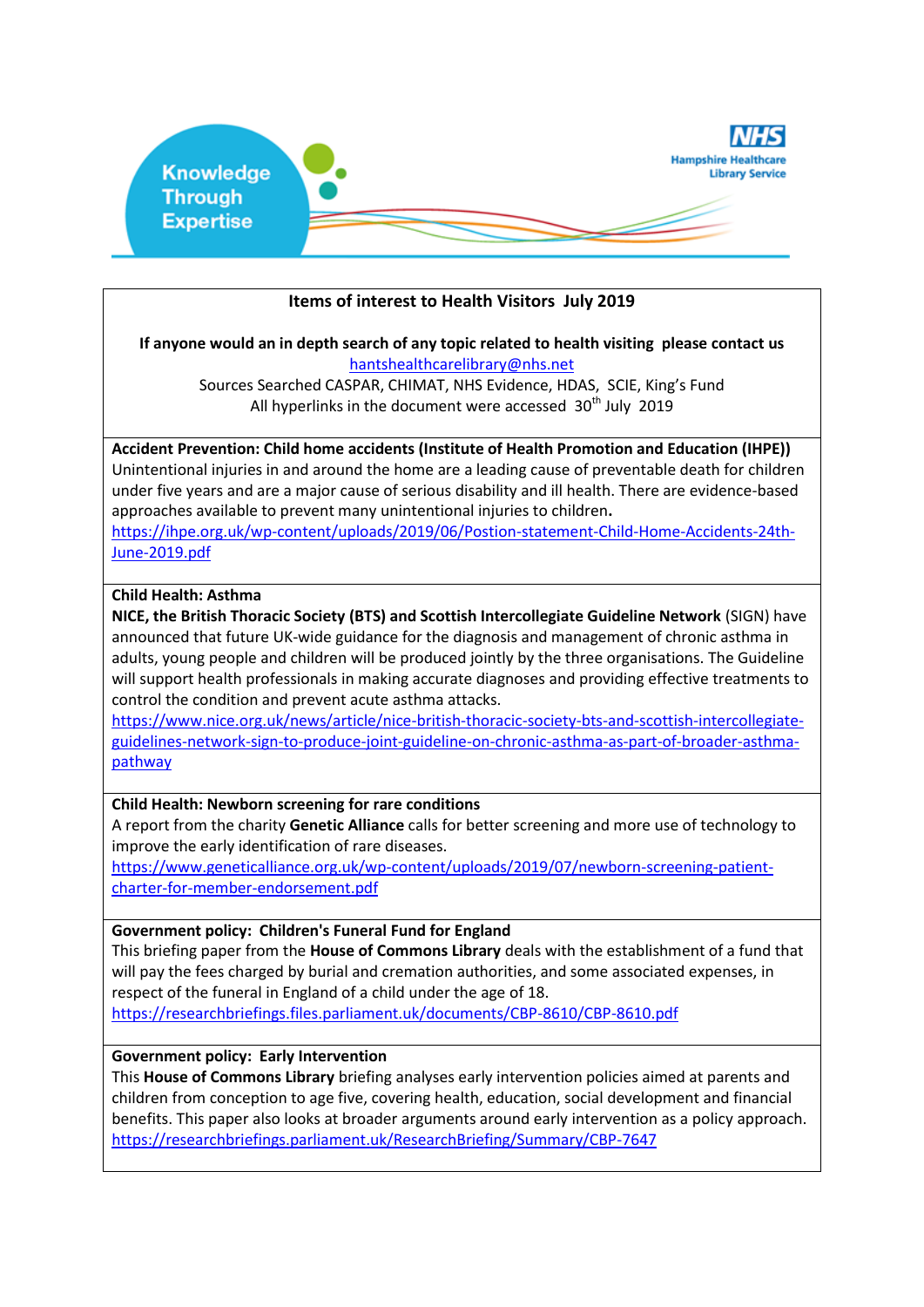Knowledge Through Expertise

NHS Hampshire Healthcare Library Service

## Items of interest to Health Visitors July 2019

**If anyone would an in depth search of any topic related to health visiting please contact us**

hantshealthcarelibrary@nhs.net

Sources Searched CASPAR, CHIMAT, NHS Evidence, HDAS, SCIE, King's Fund

All hyperlinks in the document were accessed 30th July 2019

---

**Accident Prevention: Child home accidents (Institute of Health Promotion and Education (IHPE))**

Unintentional injuries in and around the home are a leading cause of preventable death for children under five years and are a major cause of serious disability and ill health. There are evidence-based approaches available to prevent many unintentional injuries to children**.**

https://ihpe.org.uk/wp-content/uploads/2019/06/Postion-statement-Child-Home-Accidents-24th-June-2019.pdf

---

**Child Health: Asthma**

**NICE, the British Thoracic Society (BTS) and Scottish Intercollegiate Guideline Network** (SIGN) have announced that future UK-wide guidance for the diagnosis and management of chronic asthma in adults, young people and children will be produced jointly by the three organisations. The Guideline will support health professionals in making accurate diagnoses and providing effective treatments to control the condition and prevent acute asthma attacks.

https://www.nice.org.uk/news/article/nice-british-thoracic-society-bts-and-scottish-intercollegiate-guidelines-network-sign-to-produce-joint-guideline-on-chronic-asthma-as-part-of-broader-asthma-pathway

---

**Child Health: Newborn screening for rare conditions**

A report from the charity **Genetic Alliance** calls for better screening and more use of technology to improve the early identification of rare diseases.

https://www.geneticalliance.org.uk/wp-content/uploads/2019/07/newborn-screening-patient-charter-for-member-endorsement.pdf

---

**Government policy: Children's Funeral Fund for England**

This briefing paper from the **House of Commons Library** deals with the establishment of a fund that will pay the fees charged by burial and cremation authorities, and some associated expenses, in respect of the funeral in England of a child under the age of 18.

https://researchbriefings.files.parliament.uk/documents/CBP-8610/CBP-8610.pdf

---

**Government policy: Early Intervention**

This **House of Commons Library** briefing analyses early intervention policies aimed at parents and children from conception to age five, covering health, education, social development and financial benefits. This paper also looks at broader arguments around early intervention as a policy approach.

https://researchbriefings.parliament.uk/ResearchBriefing/Summary/CBP-7647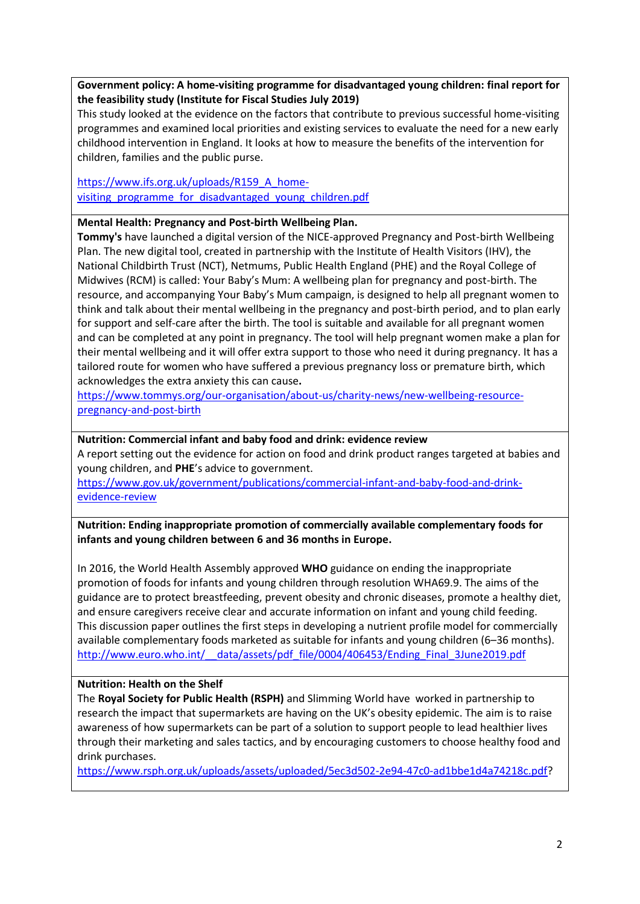**Government policy: A home-visiting programme for disadvantaged young children: final report for the feasibility study (Institute for Fiscal Studies July 2019)**

This study looked at the evidence on the factors that contribute to previous successful home-visiting programmes and examined local priorities and existing services to evaluate the need for a new early childhood intervention in England. It looks at how to measure the benefits of the intervention for children, families and the public purse.

https://www.ifs.org.uk/uploads/R159_A_home-visiting_programme_for_disadvantaged_young_children.pdf

---

**Mental Health: Pregnancy and Post-birth Wellbeing Plan.**

**Tommy's** have launched a digital version of the NICE-approved Pregnancy and Post-birth Wellbeing Plan. The new digital tool, created in partnership with the Institute of Health Visitors (IHV), the National Childbirth Trust (NCT), Netmums, Public Health England (PHE) and the Royal College of Midwives (RCM) is called: Your Baby's Mum: A wellbeing plan for pregnancy and post-birth. The resource, and accompanying Your Baby's Mum campaign, is designed to help all pregnant women to think and talk about their mental wellbeing in the pregnancy and post-birth period, and to plan early for support and self-care after the birth. The tool is suitable and available for all pregnant women and can be completed at any point in pregnancy. The tool will help pregnant women make a plan for their mental wellbeing and it will offer extra support to those who need it during pregnancy. It has a tailored route for women who have suffered a previous pregnancy loss or premature birth, which acknowledges the extra anxiety this can cause**.**

https://www.tommys.org/our-organisation/about-us/charity-news/new-wellbeing-resource-pregnancy-and-post-birth

---

**Nutrition: Commercial infant and baby food and drink: evidence review**

A report setting out the evidence for action on food and drink product ranges targeted at babies and young children, and **PHE**'s advice to government.

https://www.gov.uk/government/publications/commercial-infant-and-baby-food-and-drink-evidence-review

---

**Nutrition: Ending inappropriate promotion of commercially available complementary foods for infants and young children between 6 and 36 months in Europe.**

In 2016, the World Health Assembly approved **WHO** guidance on ending the inappropriate promotion of foods for infants and young children through resolution WHA69.9. The aims of the guidance are to protect breastfeeding, prevent obesity and chronic diseases, promote a healthy diet, and ensure caregivers receive clear and accurate information on infant and young child feeding. This discussion paper outlines the first steps in developing a nutrient profile model for commercially available complementary foods marketed as suitable for infants and young children (6–36 months).

http://www.euro.who.int/__data/assets/pdf_file/0004/406453/Ending_Final_3June2019.pdf

---

**Nutrition: Health on the Shelf**

The **Royal Society for Public Health (RSPH)** and Slimming World have worked in partnership to research the impact that supermarkets are having on the UK's obesity epidemic. The aim is to raise awareness of how supermarkets can be part of a solution to support people to lead healthier lives through their marketing and sales tactics, and by encouraging customers to choose healthy food and drink purchases.

https://www.rsph.org.uk/uploads/assets/uploaded/5ec3d502-2e94-47c0-ad1bbe1d4a74218c.pdf?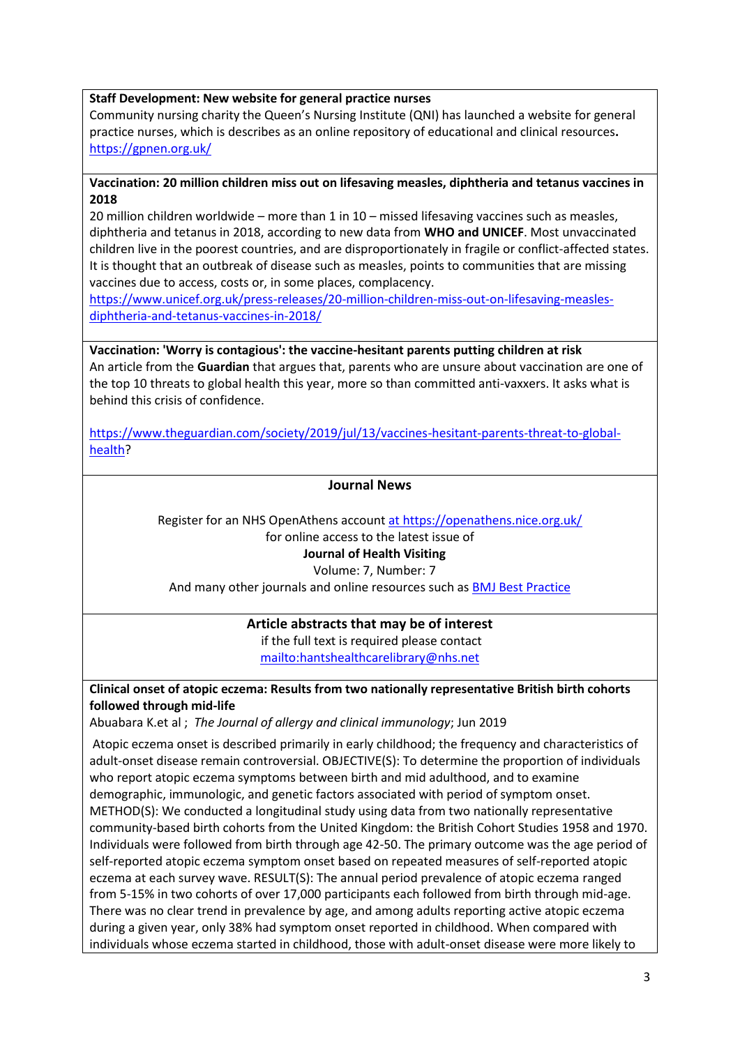**Staff Development: New website for general practice nurses**

Community nursing charity the Queen's Nursing Institute (QNI) has launched a website for general practice nurses, which is describes as an online repository of educational and clinical resources**.**
[https://gpnen.org.uk/](https://gpnen.org.uk/)

**Vaccination: 20 million children miss out on lifesaving measles, diphtheria and tetanus vaccines in 2018**

20 million children worldwide – more than 1 in 10 – missed lifesaving vaccines such as measles, diphtheria and tetanus in 2018, according to new data from **WHO and UNICEF**. Most unvaccinated children live in the poorest countries, and are disproportionately in fragile or conflict-affected states. It is thought that an outbreak of disease such as measles, points to communities that are missing vaccines due to access, costs or, in some places, complacency.
[https://www.unicef.org.uk/press-releases/20-million-children-miss-out-on-lifesaving-measles-diphtheria-and-tetanus-vaccines-in-2018/](https://www.unicef.org.uk/press-releases/20-million-children-miss-out-on-lifesaving-measles-diphtheria-and-tetanus-vaccines-in-2018/)

**Vaccination: 'Worry is contagious': the vaccine-hesitant parents putting children at risk**

An article from the **Guardian** that argues that, parents who are unsure about vaccination are one of the top 10 threats to global health this year, more so than committed anti-vaxxers. It asks what is behind this crisis of confidence.

[https://www.theguardian.com/society/2019/jul/13/vaccines-hesitant-parents-threat-to-global-health](https://www.theguardian.com/society/2019/jul/13/vaccines-hesitant-parents-threat-to-global-health)?

## Journal News

Register for an NHS OpenAthens account at [https://openathens.nice.org.uk/](https://openathens.nice.org.uk/)
for online access to the latest issue of
**Journal of Health Visiting**
Volume: 7, Number: 7
And many other journals and online resources such as BMJ Best Practice

## Article abstracts that may be of interest

if the full text is required please contact
[mailto:hantshealthcarelibrary@nhs.net](mailto:hantshealthcarelibrary@nhs.net)

**Clinical onset of atopic eczema: Results from two nationally representative British birth cohorts followed through mid-life**

Abuabara K.et al ; *The Journal of allergy and clinical immunology*; Jun 2019

Atopic eczema onset is described primarily in early childhood; the frequency and characteristics of adult-onset disease remain controversial. OBJECTIVE(S): To determine the proportion of individuals who report atopic eczema symptoms between birth and mid adulthood, and to examine demographic, immunologic, and genetic factors associated with period of symptom onset. METHOD(S): We conducted a longitudinal study using data from two nationally representative community-based birth cohorts from the United Kingdom: the British Cohort Studies 1958 and 1970. Individuals were followed from birth through age 42-50. The primary outcome was the age period of self-reported atopic eczema symptom onset based on repeated measures of self-reported atopic eczema at each survey wave. RESULT(S): The annual period prevalence of atopic eczema ranged from 5-15% in two cohorts of over 17,000 participants each followed from birth through mid-age. There was no clear trend in prevalence by age, and among adults reporting active atopic eczema during a given year, only 38% had symptom onset reported in childhood. When compared with individuals whose eczema started in childhood, those with adult-onset disease were more likely to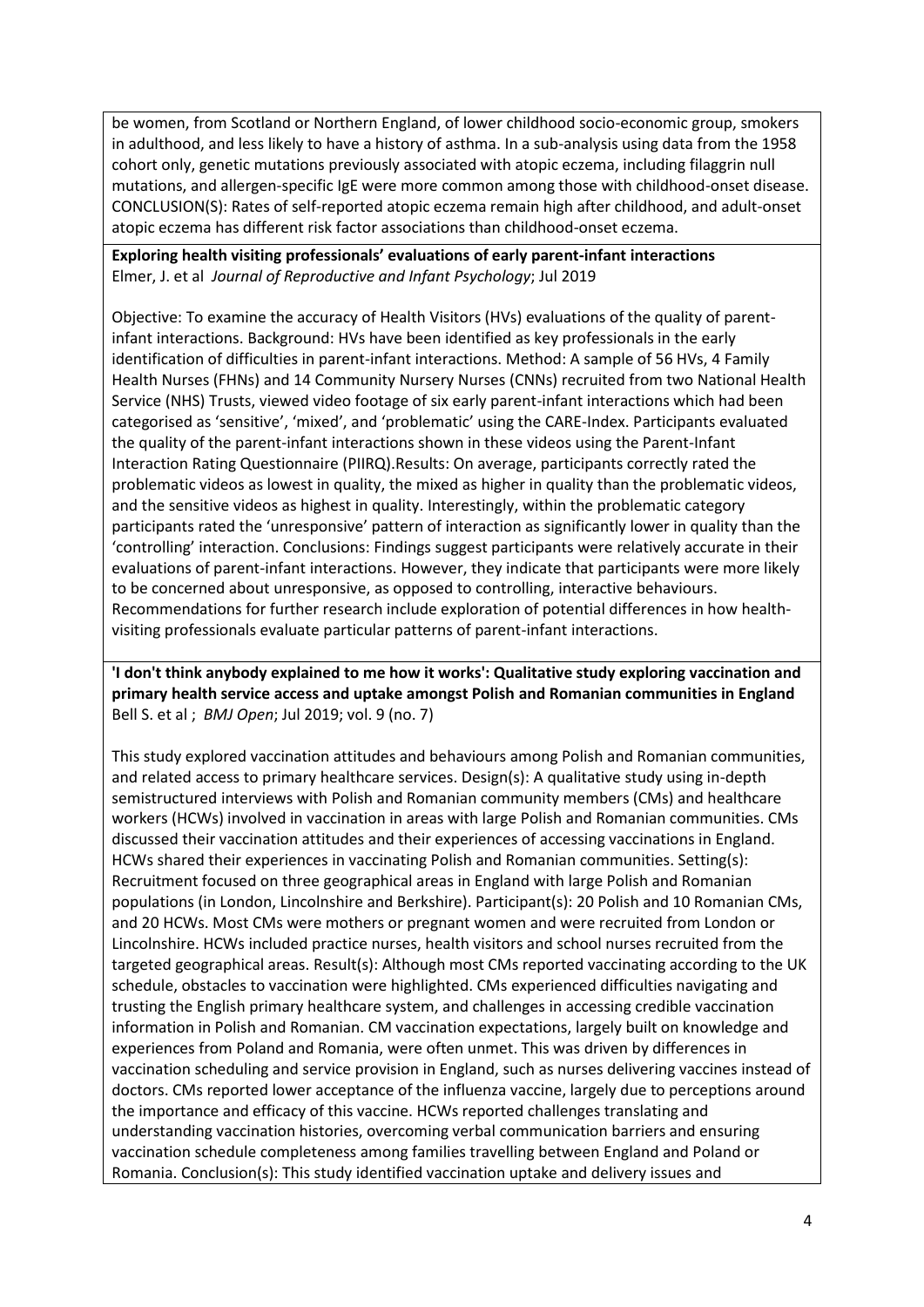be women, from Scotland or Northern England, of lower childhood socio-economic group, smokers in adulthood, and less likely to have a history of asthma. In a sub-analysis using data from the 1958 cohort only, genetic mutations previously associated with atopic eczema, including filaggrin null mutations, and allergen-specific IgE were more common among those with childhood-onset disease. CONCLUSION(S): Rates of self-reported atopic eczema remain high after childhood, and adult-onset atopic eczema has different risk factor associations than childhood-onset eczema.

**Exploring health visiting professionals' evaluations of early parent-infant interactions**
Elmer, J. et al *Journal of Reproductive and Infant Psychology*; Jul 2019

Objective: To examine the accuracy of Health Visitors (HVs) evaluations of the quality of parent-infant interactions. Background: HVs have been identified as key professionals in the early identification of difficulties in parent-infant interactions. Method: A sample of 56 HVs, 4 Family Health Nurses (FHNs) and 14 Community Nursery Nurses (CNNs) recruited from two National Health Service (NHS) Trusts, viewed video footage of six early parent-infant interactions which had been categorised as 'sensitive', 'mixed', and 'problematic' using the CARE-Index. Participants evaluated the quality of the parent-infant interactions shown in these videos using the Parent-Infant Interaction Rating Questionnaire (PIIRQ).Results: On average, participants correctly rated the problematic videos as lowest in quality, the mixed as higher in quality than the problematic videos, and the sensitive videos as highest in quality. Interestingly, within the problematic category participants rated the 'unresponsive' pattern of interaction as significantly lower in quality than the 'controlling' interaction. Conclusions: Findings suggest participants were relatively accurate in their evaluations of parent-infant interactions. However, they indicate that participants were more likely to be concerned about unresponsive, as opposed to controlling, interactive behaviours. Recommendations for further research include exploration of potential differences in how health-visiting professionals evaluate particular patterns of parent-infant interactions.

**'I don't think anybody explained to me how it works': Qualitative study exploring vaccination and primary health service access and uptake amongst Polish and Romanian communities in England**
Bell S. et al ; *BMJ Open*; Jul 2019; vol. 9 (no. 7)

This study explored vaccination attitudes and behaviours among Polish and Romanian communities, and related access to primary healthcare services. Design(s): A qualitative study using in-depth semistructured interviews with Polish and Romanian community members (CMs) and healthcare workers (HCWs) involved in vaccination in areas with large Polish and Romanian communities. CMs discussed their vaccination attitudes and their experiences of accessing vaccinations in England. HCWs shared their experiences in vaccinating Polish and Romanian communities. Setting(s): Recruitment focused on three geographical areas in England with large Polish and Romanian populations (in London, Lincolnshire and Berkshire). Participant(s): 20 Polish and 10 Romanian CMs, and 20 HCWs. Most CMs were mothers or pregnant women and were recruited from London or Lincolnshire. HCWs included practice nurses, health visitors and school nurses recruited from the targeted geographical areas. Result(s): Although most CMs reported vaccinating according to the UK schedule, obstacles to vaccination were highlighted. CMs experienced difficulties navigating and trusting the English primary healthcare system, and challenges in accessing credible vaccination information in Polish and Romanian. CM vaccination expectations, largely built on knowledge and experiences from Poland and Romania, were often unmet. This was driven by differences in vaccination scheduling and service provision in England, such as nurses delivering vaccines instead of doctors. CMs reported lower acceptance of the influenza vaccine, largely due to perceptions around the importance and efficacy of this vaccine. HCWs reported challenges translating and understanding vaccination histories, overcoming verbal communication barriers and ensuring vaccination schedule completeness among families travelling between England and Poland or Romania. Conclusion(s): This study identified vaccination uptake and delivery issues and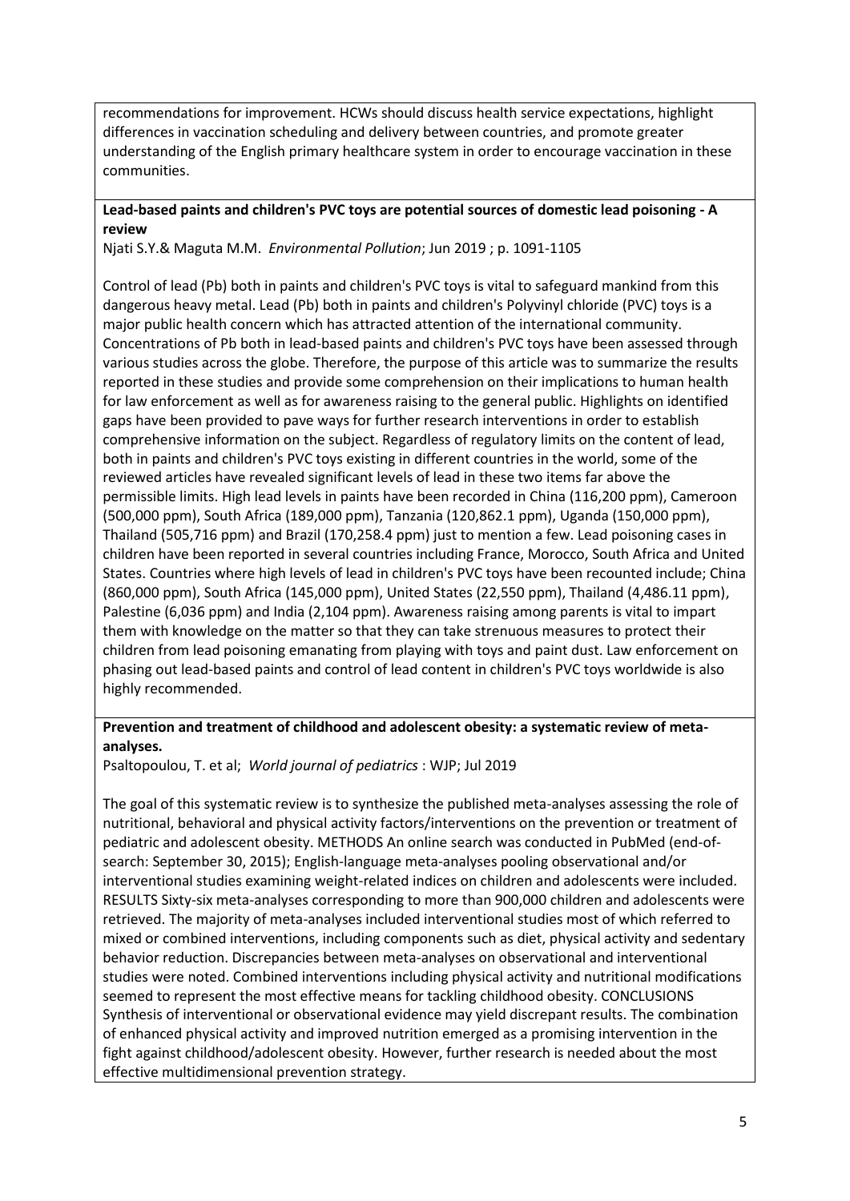recommendations for improvement. HCWs should discuss health service expectations, highlight differences in vaccination scheduling and delivery between countries, and promote greater understanding of the English primary healthcare system in order to encourage vaccination in these communities.

**Lead-based paints and children's PVC toys are potential sources of domestic lead poisoning - A review**

Njati S.Y.& Maguta M.M. *Environmental Pollution*; Jun 2019 ; p. 1091-1105

Control of lead (Pb) both in paints and children's PVC toys is vital to safeguard mankind from this dangerous heavy metal. Lead (Pb) both in paints and children's Polyvinyl chloride (PVC) toys is a major public health concern which has attracted attention of the international community. Concentrations of Pb both in lead-based paints and children's PVC toys have been assessed through various studies across the globe. Therefore, the purpose of this article was to summarize the results reported in these studies and provide some comprehension on their implications to human health for law enforcement as well as for awareness raising to the general public. Highlights on identified gaps have been provided to pave ways for further research interventions in order to establish comprehensive information on the subject. Regardless of regulatory limits on the content of lead, both in paints and children's PVC toys existing in different countries in the world, some of the reviewed articles have revealed significant levels of lead in these two items far above the permissible limits. High lead levels in paints have been recorded in China (116,200 ppm), Cameroon (500,000 ppm), South Africa (189,000 ppm), Tanzania (120,862.1 ppm), Uganda (150,000 ppm), Thailand (505,716 ppm) and Brazil (170,258.4 ppm) just to mention a few. Lead poisoning cases in children have been reported in several countries including France, Morocco, South Africa and United States. Countries where high levels of lead in children's PVC toys have been recounted include; China (860,000 ppm), South Africa (145,000 ppm), United States (22,550 ppm), Thailand (4,486.11 ppm), Palestine (6,036 ppm) and India (2,104 ppm). Awareness raising among parents is vital to impart them with knowledge on the matter so that they can take strenuous measures to protect their children from lead poisoning emanating from playing with toys and paint dust. Law enforcement on phasing out lead-based paints and control of lead content in children's PVC toys worldwide is also highly recommended.

**Prevention and treatment of childhood and adolescent obesity: a systematic review of meta-analyses.**

Psaltopoulou, T. et al; *World journal of pediatrics* : WJP; Jul 2019

The goal of this systematic review is to synthesize the published meta-analyses assessing the role of nutritional, behavioral and physical activity factors/interventions on the prevention or treatment of pediatric and adolescent obesity. METHODS An online search was conducted in PubMed (end-of-search: September 30, 2015); English-language meta-analyses pooling observational and/or interventional studies examining weight-related indices on children and adolescents were included. RESULTS Sixty-six meta-analyses corresponding to more than 900,000 children and adolescents were retrieved. The majority of meta-analyses included interventional studies most of which referred to mixed or combined interventions, including components such as diet, physical activity and sedentary behavior reduction. Discrepancies between meta-analyses on observational and interventional studies were noted. Combined interventions including physical activity and nutritional modifications seemed to represent the most effective means for tackling childhood obesity. CONCLUSIONS Synthesis of interventional or observational evidence may yield discrepant results. The combination of enhanced physical activity and improved nutrition emerged as a promising intervention in the fight against childhood/adolescent obesity. However, further research is needed about the most effective multidimensional prevention strategy.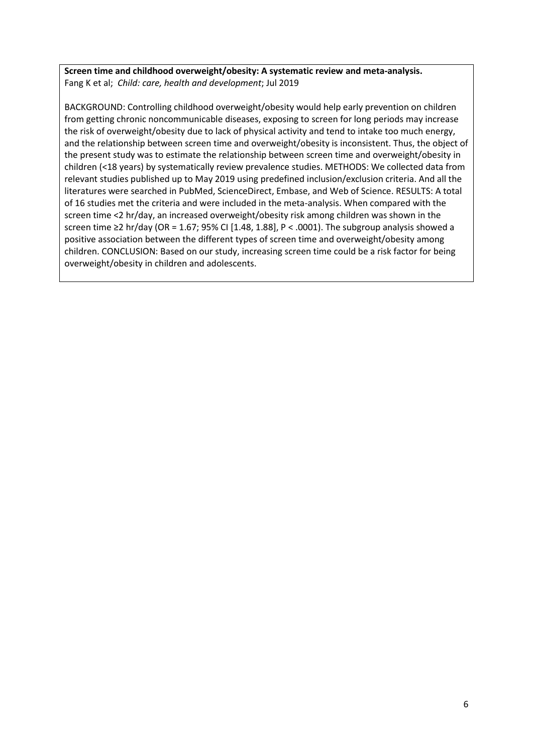**Screen time and childhood overweight/obesity: A systematic review and meta-analysis.**
Fang K et al; *Child: care, health and development*; Jul 2019

BACKGROUND: Controlling childhood overweight/obesity would help early prevention on children from getting chronic noncommunicable diseases, exposing to screen for long periods may increase the risk of overweight/obesity due to lack of physical activity and tend to intake too much energy, and the relationship between screen time and overweight/obesity is inconsistent. Thus, the object of the present study was to estimate the relationship between screen time and overweight/obesity in children (<18 years) by systematically review prevalence studies. METHODS: We collected data from relevant studies published up to May 2019 using predefined inclusion/exclusion criteria. And all the literatures were searched in PubMed, ScienceDirect, Embase, and Web of Science. RESULTS: A total of 16 studies met the criteria and were included in the meta-analysis. When compared with the screen time <2 hr/day, an increased overweight/obesity risk among children was shown in the screen time ≥2 hr/day (OR = 1.67; 95% CI [1.48, 1.88], $P < .0001$). The subgroup analysis showed a positive association between the different types of screen time and overweight/obesity among children. CONCLUSION: Based on our study, increasing screen time could be a risk factor for being overweight/obesity in children and adolescents.